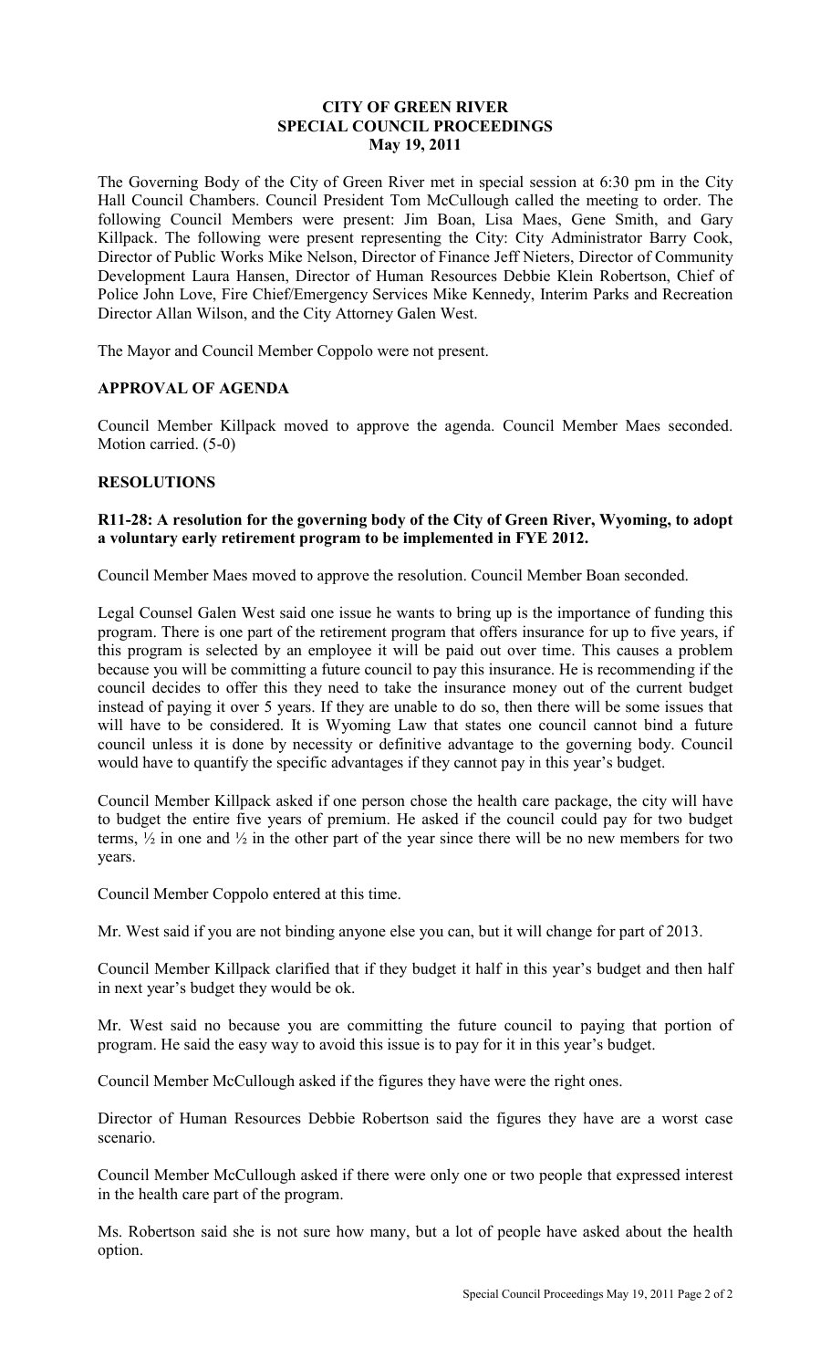# CITY OF GREEN RIVER
# SPECIAL COUNCIL PROCEEDINGS
# May 19, 2011

The Governing Body of the City of Green River met in special session at 6:30 pm in the City Hall Council Chambers. Council President Tom McCullough called the meeting to order. The following Council Members were present: Jim Boan, Lisa Maes, Gene Smith, and Gary Killpack. The following were present representing the City: City Administrator Barry Cook, Director of Public Works Mike Nelson, Director of Finance Jeff Nieters, Director of Community Development Laura Hansen, Director of Human Resources Debbie Klein Robertson, Chief of Police John Love, Fire Chief/Emergency Services Mike Kennedy, Interim Parks and Recreation Director Allan Wilson, and the City Attorney Galen West.

The Mayor and Council Member Coppolo were not present.

## APPROVAL OF AGENDA

Council Member Killpack moved to approve the agenda. Council Member Maes seconded. Motion carried. (5-0)

## RESOLUTIONS

### R11-28: A resolution for the governing body of the City of Green River, Wyoming, to adopt a voluntary early retirement program to be implemented in FYE 2012.

Council Member Maes moved to approve the resolution. Council Member Boan seconded.

Legal Counsel Galen West said one issue he wants to bring up is the importance of funding this program. There is one part of the retirement program that offers insurance for up to five years, if this program is selected by an employee it will be paid out over time. This causes a problem because you will be committing a future council to pay this insurance. He is recommending if the council decides to offer this they need to take the insurance money out of the current budget instead of paying it over 5 years. If they are unable to do so, then there will be some issues that will have to be considered. It is Wyoming Law that states one council cannot bind a future council unless it is done by necessity or definitive advantage to the governing body. Council would have to quantify the specific advantages if they cannot pay in this year's budget.

Council Member Killpack asked if one person chose the health care package, the city will have to budget the entire five years of premium. He asked if the council could pay for two budget terms, ½ in one and ½ in the other part of the year since there will be no new members for two years.

Council Member Coppolo entered at this time.

Mr. West said if you are not binding anyone else you can, but it will change for part of 2013.

Council Member Killpack clarified that if they budget it half in this year's budget and then half in next year's budget they would be ok.

Mr. West said no because you are committing the future council to paying that portion of program. He said the easy way to avoid this issue is to pay for it in this year's budget.

Council Member McCullough asked if the figures they have were the right ones.

Director of Human Resources Debbie Robertson said the figures they have are a worst case scenario.

Council Member McCullough asked if there were only one or two people that expressed interest in the health care part of the program.

Ms. Robertson said she is not sure how many, but a lot of people have asked about the health option.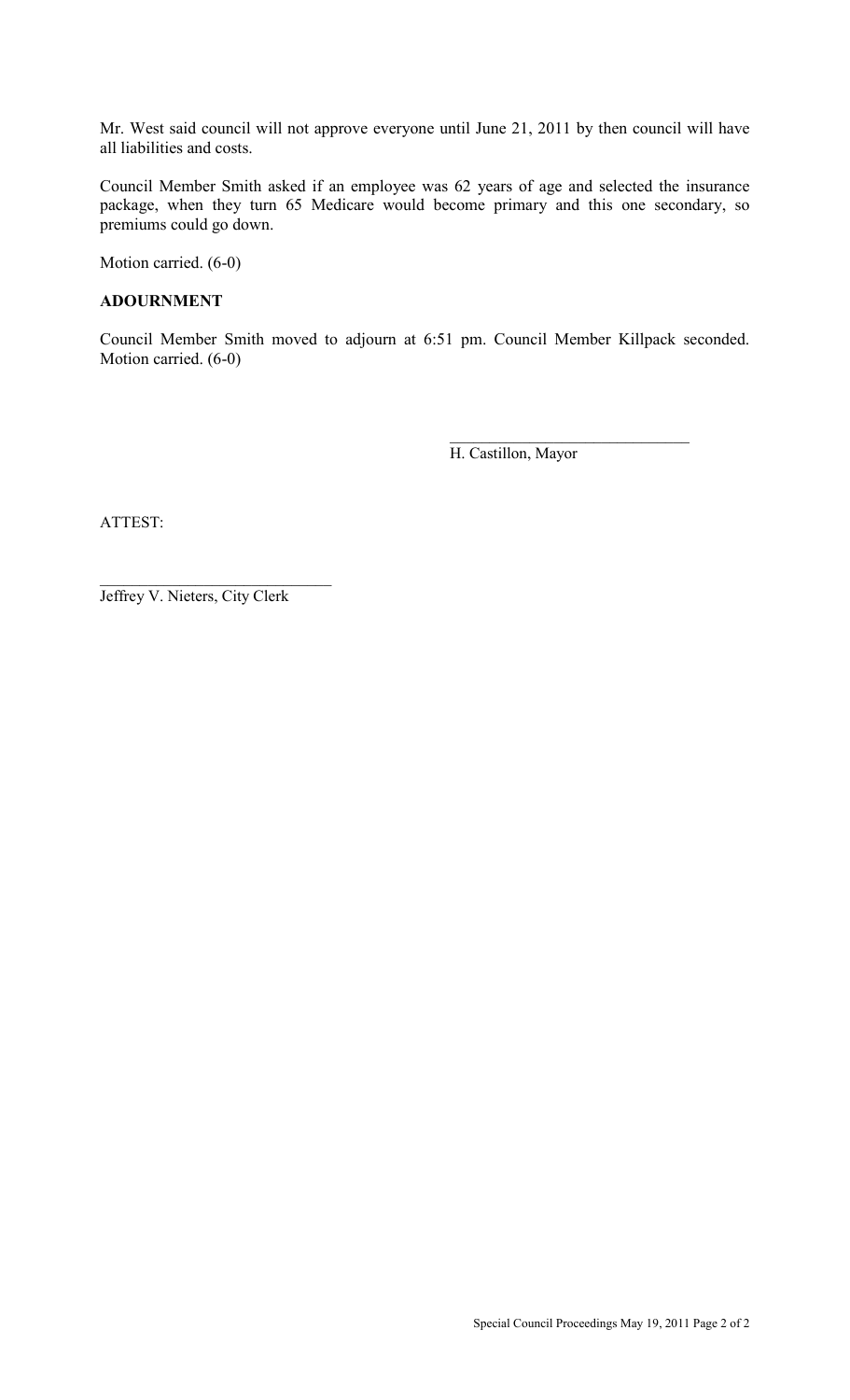Mr. West said council will not approve everyone until June 21, 2011 by then council will have all liabilities and costs.

Council Member Smith asked if an employee was 62 years of age and selected the insurance package, when they turn 65 Medicare would become primary and this one secondary, so premiums could go down.

Motion carried. (6-0)

**ADOURNMENT**

Council Member Smith moved to adjourn at 6:51 pm. Council Member Killpack seconded. Motion carried. (6-0)

\_\_\_\_\_\_\_\_\_\_\_\_\_\_\_\_\_\_\_\_\_\_\_\_\_\_\_\_\_\_
H. Castillon, Mayor

ATTEST:

\_\_\_\_\_\_\_\_\_\_\_\_\_\_\_\_\_\_\_\_\_\_\_\_\_\_\_\_\_\_
Jeffrey V. Nieters, City Clerk